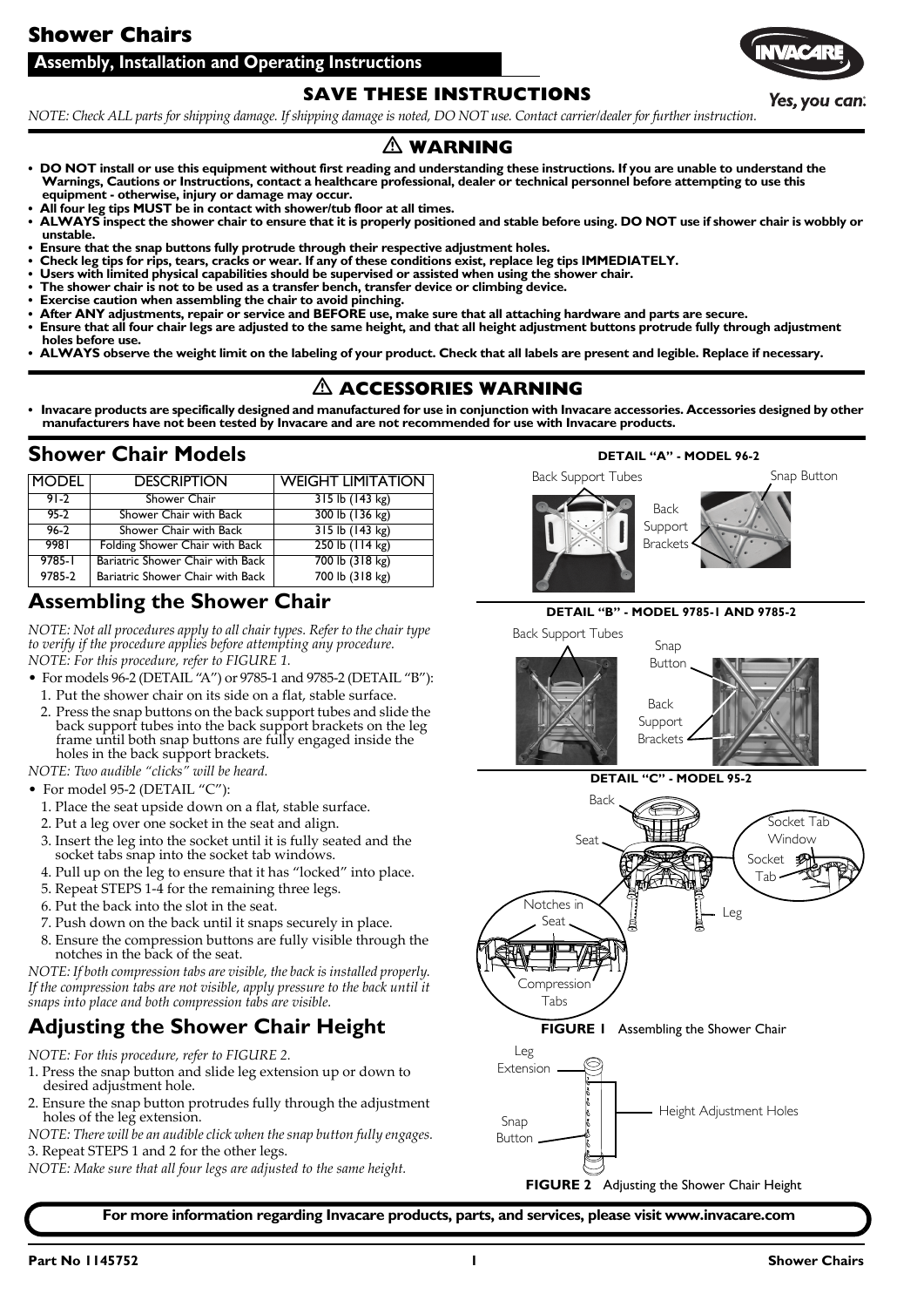# Shower Chairs

**Assembly, Installation and Operating Instructions**

## SAVE THESE INSTRUCTIONS

*NOTE: Check ALL parts for shipping damage. If shipping damage is noted, DO NOT use. Contact carrier/dealer for further instruction.*

## ⚠ WARNING

- **DO NOT install or use this equipment without first reading and understanding these instructions. If you are unable to understand the Warnings, Cautions or Instructions, contact a healthcare professional, dealer or technical personnel before attempting to use this equipment - otherwise, injury or damage may occur.**
- **All four leg tips MUST be in contact with shower/tub floor at all times.**
- **ALWAYS inspect the shower chair to ensure that it is properly positioned and stable before using. DO NOT use if shower chair is wobbly or unstable.**
- **Ensure that the snap buttons fully protrude through their respective adjustment holes.**
- **Check leg tips for rips, tears, cracks or wear. If any of these conditions exist, replace leg tips IMMEDIATELY.**
- **Users with limited physical capabilities should be supervised or assisted when using the shower chair.**
- **The shower chair is not to be used as a transfer bench, transfer device or climbing device.**
- **Exercise caution when assembling the chair to avoid pinching.**
- **After ANY adjustments, repair or service and BEFORE use, make sure that all attaching hardware and parts are secure.**
- **Ensure that all four chair legs are adjusted to the same height, and that all height adjustment buttons protrude fully through adjustment holes before use.**
- **ALWAYS observe the weight limit on the labeling of your product. Check that all labels are present and legible. Replace if necessary.**

## ⚠ ACCESSORIES WARNING

- **Invacare products are specifically designed and manufactured for use in conjunction with Invacare accessories. Accessories designed by other manufacturers have not been tested by Invacare and are not recommended for use with Invacare products.**

## Shower Chair Models

| MODEL | DESCRIPTION | WEIGHT LIMITATION |
|---|---|---|
| 91-2 | Shower Chair | 315 lb (143 kg) |
| 95-2 | Shower Chair with Back | 300 lb (136 kg) |
| 96-2 | Shower Chair with Back | 315 lb (143 kg) |
| 9981 | Folding Shower Chair with Back | 250 lb (114 kg) |
| 9785-1 | Bariatric Shower Chair with Back | 700 lb (318 kg) |
| 9785-2 | Bariatric Shower Chair with Back | 700 lb (318 kg) |

## Assembling the Shower Chair

*NOTE: Not all procedures apply to all chair types. Refer to the chair type to verify if the procedure applies before attempting any procedure.*
*NOTE: For this procedure, refer to FIGURE 1.*

- For models 96-2 (DETAIL "A") or 9785-1 and 9785-2 (DETAIL "B"):
  1. Put the shower chair on its side on a flat, stable surface.
  2. Press the snap buttons on the back support tubes and slide the back support tubes into the back support brackets on the leg frame until both snap buttons are fully engaged inside the holes in the back support brackets.

*NOTE: Two audible "clicks" will be heard.*

- For model 95-2 (DETAIL "C"):
  1. Place the seat upside down on a flat, stable surface.
  2. Put a leg over one socket in the seat and align.
  3. Insert the leg into the socket until it is fully seated and the socket tabs snap into the socket tab windows.
  4. Pull up on the leg to ensure that it has "locked" into place.
  5. Repeat STEPS 1-4 for the remaining three legs.
  6. Put the back into the slot in the seat.
  7. Push down on the back until it snaps securely in place.
  8. Ensure the compression buttons are fully visible through the notches in the back of the seat.

*NOTE: If both compression tabs are visible, the back is installed properly. If the compression tabs are not visible, apply pressure to the back until it snaps into place and both compression tabs are visible.*

DETAIL "A" - MODEL 96-2

Back Support Tubes, Snap Button, Back Support Brackets

DETAIL "B" - MODEL 9785-1 AND 9785-2

Back Support Tubes, Snap Button, Back Support Brackets

DETAIL "C" - MODEL 95-2

Back, Seat, Socket Tab Window, Socket Tab, Leg, Notches in Seat, Compression Tabs

**FIGURE 1** Assembling the Shower Chair

## Adjusting the Shower Chair Height

*NOTE: For this procedure, refer to FIGURE 2.*

1. Press the snap button and slide leg extension up or down to desired adjustment hole.
2. Ensure the snap button protrudes fully through the adjustment holes of the leg extension.

*NOTE: There will be an audible click when the snap button fully engages.*

3. Repeat STEPS 1 and 2 for the other legs.

*NOTE: Make sure that all four legs are adjusted to the same height.*

Leg Extension, Height Adjustment Holes, Snap Button

**FIGURE 2** Adjusting the Shower Chair Height

**For more information regarding Invacare products, parts, and services, please visit www.invacare.com**

Part No 1145752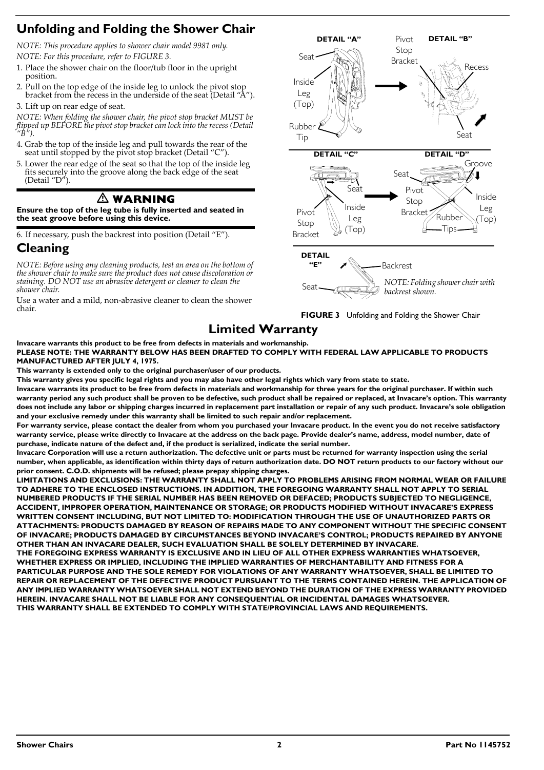## Unfolding and Folding the Shower Chair

*NOTE: This procedure applies to shower chair model 9981 only.*

*NOTE: For this procedure, refer to FIGURE 3.*

1. Place the shower chair on the floor/tub floor in the upright position.
2. Pull on the top edge of the inside leg to unlock the pivot stop bracket from the recess in the underside of the seat (Detail "A").
3. Lift up on rear edge of seat.

*NOTE: When folding the shower chair, the pivot stop bracket MUST be flipped up BEFORE the pivot stop bracket can lock into the recess (Detail "B").*

4. Grab the top of the inside leg and pull towards the rear of the seat until stopped by the pivot stop bracket (Detail "C").
5. Lower the rear edge of the seat so that the top of the inside leg fits securely into the groove along the back edge of the seat (Detail "D").

### ⚠ WARNING

**Ensure the top of the leg tube is fully inserted and seated in the seat groove before using this device.**

6. If necessary, push the backrest into position (Detail "E").

## Cleaning

*NOTE: Before using any cleaning products, test an area on the bottom of the shower chair to make sure the product does not cause discoloration or staining. DO NOT use an abrasive detergent or cleaner to clean the shower chair.*

Use a water and a mild, non-abrasive cleaner to clean the shower chair.

DETAIL "A" — Seat, Inside Leg (Top), Rubber Tip

DETAIL "B" — Pivot Stop Bracket, Recess, Seat

DETAIL "C" — Seat, Inside Leg (Top), Pivot Stop Bracket

DETAIL "D" — Seat, Groove, Pivot Stop Bracket, Inside Leg (Top), Rubber Tips

DETAIL "E" — Backrest, Seat

*NOTE: Folding shower chair with backrest shown.*

**FIGURE 3** Unfolding and Folding the Shower Chair

## Limited Warranty

**Invacare warrants this product to be free from defects in materials and workmanship.**

**PLEASE NOTE: THE WARRANTY BELOW HAS BEEN DRAFTED TO COMPLY WITH FEDERAL LAW APPLICABLE TO PRODUCTS MANUFACTURED AFTER JULY 4, 1975.**

**This warranty is extended only to the original purchaser/user of our products.**

**This warranty gives you specific legal rights and you may also have other legal rights which vary from state to state.**

**Invacare warrants its product to be free from defects in materials and workmanship for three years for the original purchaser. If within such warranty period any such product shall be proven to be defective, such product shall be repaired or replaced, at Invacare's option. This warranty does not include any labor or shipping charges incurred in replacement part installation or repair of any such product. Invacare's sole obligation and your exclusive remedy under this warranty shall be limited to such repair and/or replacement.**

**For warranty service, please contact the dealer from whom you purchased your Invacare product. In the event you do not receive satisfactory warranty service, please write directly to Invacare at the address on the back page. Provide dealer's name, address, model number, date of purchase, indicate nature of the defect and, if the product is serialized, indicate the serial number.**

**Invacare Corporation will use a return authorization. The defective unit or parts must be returned for warranty inspection using the serial number, when applicable, as identification within thirty days of return authorization date. DO NOT return products to our factory without our prior consent. C.O.D. shipments will be refused; please prepay shipping charges.**

**LIMITATIONS AND EXCLUSIONS: THE WARRANTY SHALL NOT APPLY TO PROBLEMS ARISING FROM NORMAL WEAR OR FAILURE TO ADHERE TO THE ENCLOSED INSTRUCTIONS. IN ADDITION, THE FOREGOING WARRANTY SHALL NOT APPLY TO SERIAL NUMBERED PRODUCTS IF THE SERIAL NUMBER HAS BEEN REMOVED OR DEFACED; PRODUCTS SUBJECTED TO NEGLIGENCE, ACCIDENT, IMPROPER OPERATION, MAINTENANCE OR STORAGE; OR PRODUCTS MODIFIED WITHOUT INVACARE'S EXPRESS WRITTEN CONSENT INCLUDING, BUT NOT LIMITED TO: MODIFICATION THROUGH THE USE OF UNAUTHORIZED PARTS OR ATTACHMENTS: PRODUCTS DAMAGED BY REASON OF REPAIRS MADE TO ANY COMPONENT WITHOUT THE SPECIFIC CONSENT OF INVACARE; PRODUCTS DAMAGED BY CIRCUMSTANCES BEYOND INVACARE'S CONTROL; PRODUCTS REPAIRED BY ANYONE OTHER THAN AN INVACARE DEALER, SUCH EVALUATION SHALL BE SOLELY DETERMINED BY INVACARE.**

**THE FOREGOING EXPRESS WARRANTY IS EXCLUSIVE AND IN LIEU OF ALL OTHER EXPRESS WARRANTIES WHATSOEVER, WHETHER EXPRESS OR IMPLIED, INCLUDING THE IMPLIED WARRANTIES OF MERCHANTABILITY AND FITNESS FOR A PARTICULAR PURPOSE AND THE SOLE REMEDY FOR VIOLATIONS OF ANY WARRANTY WHATSOEVER, SHALL BE LIMITED TO REPAIR OR REPLACEMENT OF THE DEFECTIVE PRODUCT PURSUANT TO THE TERMS CONTAINED HEREIN. THE APPLICATION OF ANY IMPLIED WARRANTY WHATSOEVER SHALL NOT EXTEND BEYOND THE DURATION OF THE EXPRESS WARRANTY PROVIDED HEREIN. INVACARE SHALL NOT BE LIABLE FOR ANY CONSEQUENTIAL OR INCIDENTAL DAMAGES WHATSOEVER.**

**THIS WARRANTY SHALL BE EXTENDED TO COMPLY WITH STATE/PROVINCIAL LAWS AND REQUIREMENTS.**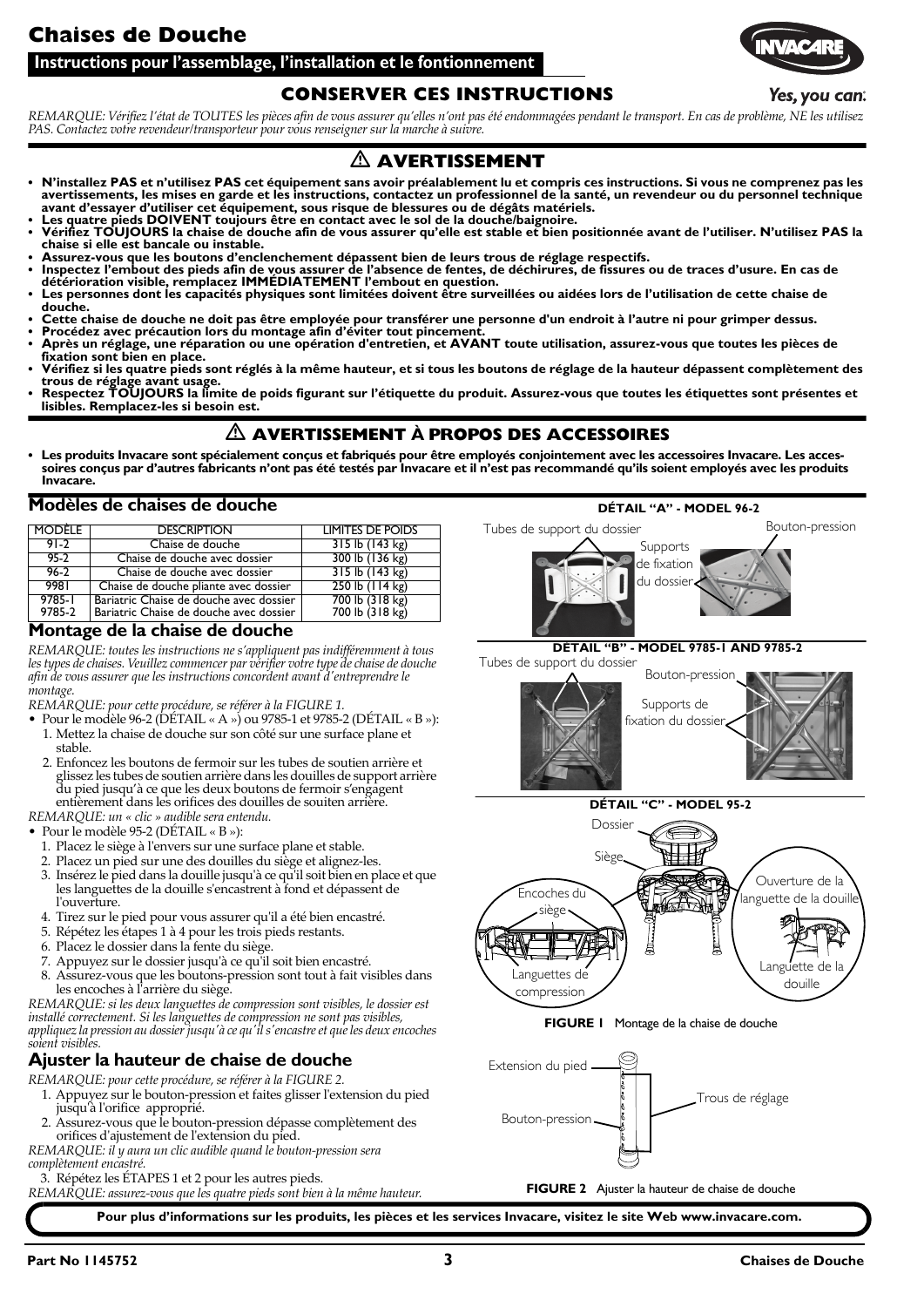# Chaises de Douche

## Instructions pour l'assemblage, l'installation et le fontionnement

### CONSERVER CES INSTRUCTIONS

*REMARQUE: Vérifiez l'état de TOUTES les pièces afin de vous assurer qu'elles n'ont pas été endommagées pendant le transport. En cas de problème, NE les utilisez PAS. Contactez votre revendeur/transporteur pour vous renseigner sur la marche à suivre.*

## ⚠ AVERTISSEMENT

- **N'installez PAS et n'utilisez PAS cet équipement sans avoir préalablement lu et compris ces instructions. Si vous ne comprenez pas les avertissements, les mises en garde et les instructions, contactez un professionnel de la santé, un revendeur ou du personnel technique avant d'essayer d'utiliser cet équipement, sous risque de blessures ou de dégâts matériels.**
- **Les quatre pieds DOIVENT toujours être en contact avec le sol de la douche/baignoire.**
- **Vérifiez TOUJOURS la chaise de douche afin de vous assurer qu'elle est stable et bien positionnée avant de l'utiliser. N'utilisez PAS la chaise si elle est bancale ou instable.**
- **Assurez-vous que les boutons d'enclenchement dépassent bien de leurs trous de réglage respectifs.**
- **Inspectez l'embout des pieds afin de vous assurer de l'absence de fentes, de déchirures, de fissures ou de traces d'usure. En cas de détérioration visible, remplacez IMMÉDIATEMENT l'embout en question.**
- **Les personnes dont les capacités physiques sont limitées doivent être surveillées ou aidées lors de l'utilisation de cette chaise de douche.**
- **Cette chaise de douche ne doit pas être employée pour transférer une personne d'un endroit à l'autre ni pour grimper dessus.**
- **Procédez avec précaution lors du montage afin d'éviter tout pincement.**
- **Après un réglage, une réparation ou une opération d'entretien, et AVANT toute utilisation, assurez-vous que toutes les pièces de fixation sont bien en place.**
- **Vérifiez si les quatre pieds sont réglés à la même hauteur, et si tous les boutons de réglage de la hauteur dépassent complètement des trous de réglage avant usage.**
- **Respectez TOUJOURS la limite de poids figurant sur l'étiquette du produit. Assurez-vous que toutes les étiquettes sont présentes et lisibles. Remplacez-les si besoin est.**

## ⚠ AVERTISSEMENT À PROPOS DES ACCESSOIRES

- **Les produits Invacare sont spécialement conçus et fabriqués pour être employés conjointement avec les accessoires Invacare. Les accessoires conçus par d'autres fabricants n'ont pas été testés par Invacare et il n'est pas recommandé qu'ils soient employés avec les produits Invacare.**

## Modèles de chaises de douche

| MODÈLE | DESCRIPTION | LIMITES DE POIDS |
|---|---|---|
| 91-2 | Chaise de douche | 315 lb (143 kg) |
| 95-2 | Chaise de douche avec dossier | 300 lb (136 kg) |
| 96-2 | Chaise de douche avec dossier | 315 lb (143 kg) |
| 9981 | Chaise de douche pliante avec dossier | 250 lb (114 kg) |
| 9785-1 | Bariatric Chaise de douche avec dossier | 700 lb (318 kg) |
| 9785-2 | Bariatric Chaise de douche avec dossier | 700 lb (318 kg) |

## Montage de la chaise de douche

*REMARQUE: toutes les instructions ne s'appliquent pas indifféremment à tous les types de chaises. Veuillez commencer par vérifier votre type de chaise de douche afin de vous assurer que les instructions concordent avant d'entreprendre le montage.*

*REMARQUE: pour cette procédure, se référer à la FIGURE 1.*

- Pour le modèle 96-2 (DÉTAIL « A ») ou 9785-1 et 9785-2 (DÉTAIL « B »):
  1. Mettez la chaise de douche sur son côté sur une surface plane et stable.
  2. Enfoncez les boutons de fermoir sur les tubes de soutien arrière et glissez les tubes de soutien arrière dans les douilles de support arrière du pied jusqu'à ce que les deux boutons de fermoir s'engagent entièrement dans les orifices des douilles de souiten arrière.

*REMARQUE: un « clic » audible sera entendu.*

- Pour le modèle 95-2 (DÉTAIL « B »):
  1. Placez le siège à l'envers sur une surface plane et stable.
  2. Placez un pied sur une des douilles du siège et alignez-les.
  3. Insérez le pied dans la douille jusqu'à ce qu'il soit bien en place et que les languettes de la douille s'encastrent à fond et dépassent de l'ouverture.
  4. Tirez sur le pied pour vous assurer qu'il a été bien encastré.
  5. Répétez les étapes 1 à 4 pour les trois pieds restants.
  6. Placez le dossier dans la fente du siège.
  7. Appuyez sur le dossier jusqu'à ce qu'il soit bien encastré.
  8. Assurez-vous que les boutons-pression sont tout à fait visibles dans les encoches à l'arrière du siège.

*REMARQUE: si les deux languettes de compression sont visibles, le dossier est installé correctement. Si les languettes de compression ne sont pas visibles, appliquez la pression au dossier jusqu'à ce qu'il s'encastre et que les deux encoches soient visibles.*

## Ajuster la hauteur de chaise de douche

*REMARQUE: pour cette procédure, se référer à la FIGURE 2.*

1. Appuyez sur le bouton-pression et faites glisser l'extension du pied jusqu'à l'orifice approprié.
2. Assurez-vous que le bouton-pression dépasse complètement des orifices d'ajustement de l'extension du pied.

*REMARQUE: il y aura un clic audible quand le bouton-pression sera complètement encastré.*

3. Répétez les ÉTAPES 1 et 2 pour les autres pieds.

*REMARQUE: assurez-vous que les quatre pieds sont bien à la même hauteur.*

**DÉTAIL "A" - MODEL 96-2**

Tubes de support du dossier — Supports de fixation du dossier — Bouton-pression

**DÉTAIL "B" - MODEL 9785-1 AND 9785-2**

Tubes de support du dossier — Bouton-pression — Supports de fixation du dossier

**DÉTAIL "C" - MODEL 95-2**

Dossier — Siège — Encoches du siège — Languettes de compression — Ouverture de la languette de la douille — Languette de la douille

**FIGURE 1** Montage de la chaise de douche

Extension du pied — Trous de réglage — Bouton-pression

**FIGURE 2** Ajuster la hauteur de chaise de douche

**Pour plus d'informations sur les produits, les pièces et les services Invacare, visitez le site Web www.invacare.com.**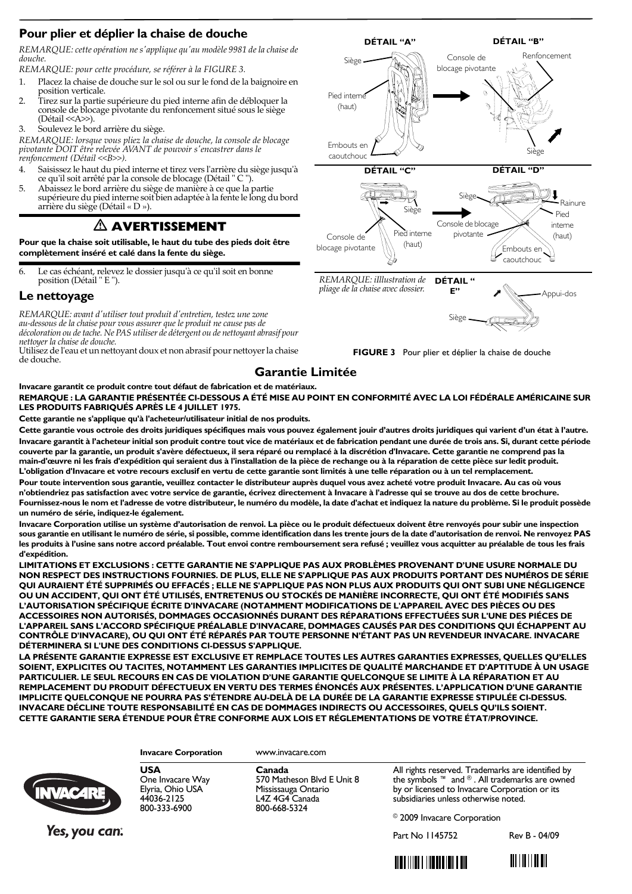## Pour plier et déplier la chaise de douche

*REMARQUE: cette opération ne s'applique qu'au modèle 9981 de la chaise de douche.*

*REMARQUE: pour cette procédure, se référer à la FIGURE 3.*

1. Placez la chaise de douche sur le sol ou sur le fond de la baignoire en position verticale.
2. Tirez sur la partie supérieure du pied interne afin de débloquer la console de blocage pivotante du renfoncement situé sous le siège (Détail <<A>>).
3. Soulevez le bord arrière du siège.

*REMARQUE: lorsque vous pliez la chaise de douche, la console de blocage pivotante DOIT être relevée AVANT de pouvoir s'encastrer dans le renfoncement (Détail <<B>>).*

4. Saisissez le haut du pied interne et tirez vers l'arrière du siège jusqu'à ce qu'il soit arrêté par la console de blocage (Détail " C ").
5. Abaissez le bord arrière du siège de manière à ce que la partie supérieure du pied interne soit bien adaptée à la fente le long du bord arrière du siège (Détail « D »).

## ⚠ AVERTISSEMENT

**Pour que la chaise soit utilisable, le haut du tube des pieds doit être complètement inséré et calé dans la fente du siège.**

6. Le cas échéant, relevez le dossier jusqu'à ce qu'il soit en bonne position (Détail " E ").

## Le nettoyage

*REMARQUE: avant d'utiliser tout produit d'entretien, testez une zone au-dessous de la chaise pour vous assurer que le produit ne cause pas de décoloration ou de tache. Ne PAS utiliser de détergent ou de nettoyant abrasif pour nettoyer la chaise de douche.*

Utilisez de l'eau et un nettoyant doux et non abrasif pour nettoyer la chaise de douche.

DÉTAIL "A"
Siège
Pied interne (haut)
Embouts en caoutchouc

DÉTAIL "B"
Console de blocage pivotante
Renfoncement
Siège

DÉTAIL "C"
Siège
Console de blocage pivotante
Pied interne (haut)

DÉTAIL "D"
Siège
Rainure
Pied interne (haut)
Console de blocage pivotante
Embouts en caoutchouc

*REMARQUE: illlustration de pliage de la chaise avec dossier.*

DÉTAIL " E"
Appui-dos
Siège

**FIGURE 3** Pour plier et déplier la chaise de douche

## Garantie Limitée

**Invacare garantit ce produit contre tout défaut de fabrication et de matériaux.**

**REMARQUE : LA GARANTIE PRÉSENTÉE CI-DESSOUS A ÉTÉ MISE AU POINT EN CONFORMITÉ AVEC LA LOI FÉDÉRALE AMÉRICAINE SUR LES PRODUITS FABRIQUÉS APRÈS LE 4 JUILLET 1975.**

**Cette garantie ne s'applique qu'à l'acheteur/utilisateur initial de nos produits.**

**Cette garantie vous octroie des droits juridiques spécifiques mais vous pouvez également jouir d'autres droits juridiques qui varient d'un état à l'autre.**

**Invacare garantit à l'acheteur initial son produit contre tout vice de matériaux et de fabrication pendant une durée de trois ans. Si, durant cette période couverte par la garantie, un produit s'avère défectueux, il sera réparé ou remplacé à la discrétion d'Invacare. Cette garantie ne comprend pas la main-d'œuvre ni les frais d'expédition qui seraient dus à l'installation de la pièce de rechange ou à la réparation de cette pièce sur ledit produit. L'obligation d'Invacare et votre recours exclusif en vertu de cette garantie sont limités à une telle réparation ou à un tel remplacement.**

**Pour toute intervention sous garantie, veuillez contacter le distributeur auprès duquel vous avez acheté votre produit Invacare. Au cas où vous n'obtiendriez pas satisfaction avec votre service de garantie, écrivez directement à Invacare à l'adresse qui se trouve au dos de cette brochure. Fournissez-nous le nom et l'adresse de votre distributeur, le numéro du modèle, la date d'achat et indiquez la nature du problème. Si le produit possède un numéro de série, indiquez-le également.**

**Invacare Corporation utilise un système d'autorisation de renvoi. La pièce ou le produit défectueux doivent être renvoyés pour subir une inspection sous garantie en utilisant le numéro de série, si possible, comme identification dans les trente jours de la date d'autorisation de renvoi. Ne renvoyez PAS les produits à l'usine sans notre accord préalable. Tout envoi contre remboursement sera refusé ; veuillez vous acquitter au préalable de tous les frais d'expédition.**

**LIMITATIONS ET EXCLUSIONS : CETTE GARANTIE NE S'APPLIQUE PAS AUX PROBLÈMES PROVENANT D'UNE USURE NORMALE DU NON RESPECT DES INSTRUCTIONS FOURNIES. DE PLUS, ELLE NE S'APPLIQUE PAS AUX PRODUITS PORTANT DES NUMÉROS DE SÉRIE QUI AURAIENT ÉTÉ SUPPRIMÉS OU EFFACÉS ; ELLE NE S'APPLIQUE PAS NON PLUS AUX PRODUITS QUI ONT SUBI UNE NÉGLIGENCE OU UN ACCIDENT, QUI ONT ÉTÉ UTILISÉS, ENTRETENUS OU STOCKÉS DE MANIÈRE INCORRECTE, QUI ONT ÉTÉ MODIFIÉS SANS L'AUTORISATION SPÉCIFIQUE ÉCRITE D'INVACARE (NOTAMMENT MODIFICATIONS DE L'APPAREIL AVEC DES PIÈCES OU DES ACCESSOIRES NON AUTORISÉS, DOMMAGES OCCASIONNÉS DURANT DES RÉPARATIONS EFFECTUÉES SUR L'UNE DES PIÉCES DE L'APPAREIL SANS L'ACCORD SPÉCIFIQUE PRÉALABLE D'INVACARE, DOMMAGES CAUSÉS PAR DES CONDITIONS QUI ÉCHAPPENT AU CONTRÔLE D'INVACARE), OU QUI ONT ÉTÉ RÉPARÉS PAR TOUTE PERSONNE N'ÉTANT PAS UN REVENDEUR INVACARE. INVACARE DÉTERMINERA SI L'UNE DES CONDITIONS CI-DESSUS S'APPLIQUE.**

**LA PRÉSENTE GARANTIE EXPRESSE EST EXCLUSIVE ET REMPLACE TOUTES LES AUTRES GARANTIES EXPRESSES, QUELLES QU'ELLES SOIENT, EXPLICITES OU TACITES, NOTAMMENT LES GARANTIES IMPLICITES DE QUALITÉ MARCHANDE ET D'APTITUDE À UN USAGE PARTICULIER. LE SEUL RECOURS EN CAS DE VIOLATION D'UNE GARANTIE QUELCONQUE SE LIMITE À LA RÉPARATION ET AU REMPLACEMENT DU PRODUIT DÉFECTUEUX EN VERTU DES TERMES ÉNONCÉS AUX PRÉSENTES. L'APPLICATION D'UNE GARANTIE IMPLICITE QUELCONQUE NE POURRA PAS S'ÉTENDRE AU-DELÀ DE LA DURÉE DE LA GARANTIE EXPRESSE STIPULÉE CI-DESSUS. INVACARE DÉCLINE TOUTE RESPONSABILITÉ EN CAS DE DOMMAGES INDIRECTS OU ACCESSOIRES, QUELS QU'ILS SOIENT. CETTE GARANTIE SERA ÉTENDUE POUR ÊTRE CONFORME AUX LOIS ET RÉGLEMENTATIONS DE VOTRE ÉTAT/PROVINCE.**

INVACARE

*Yes, you can.*

**Invacare Corporation** www.invacare.com

**USA**
One Invacare Way
Elyria, Ohio USA
44036-2125
800-333-6900

**Canada**
570 Matheson Blvd E Unit 8
Mississauga Ontario
L4Z 4G4 Canada
800-668-5324

All rights reserved. Trademarks are identified by the symbols ™ and ®. All trademarks are owned by or licensed to Invacare Corporation or its subsidiaries unless otherwise noted.

© 2009 Invacare Corporation

Part No 1145752 Rev B - 04/09